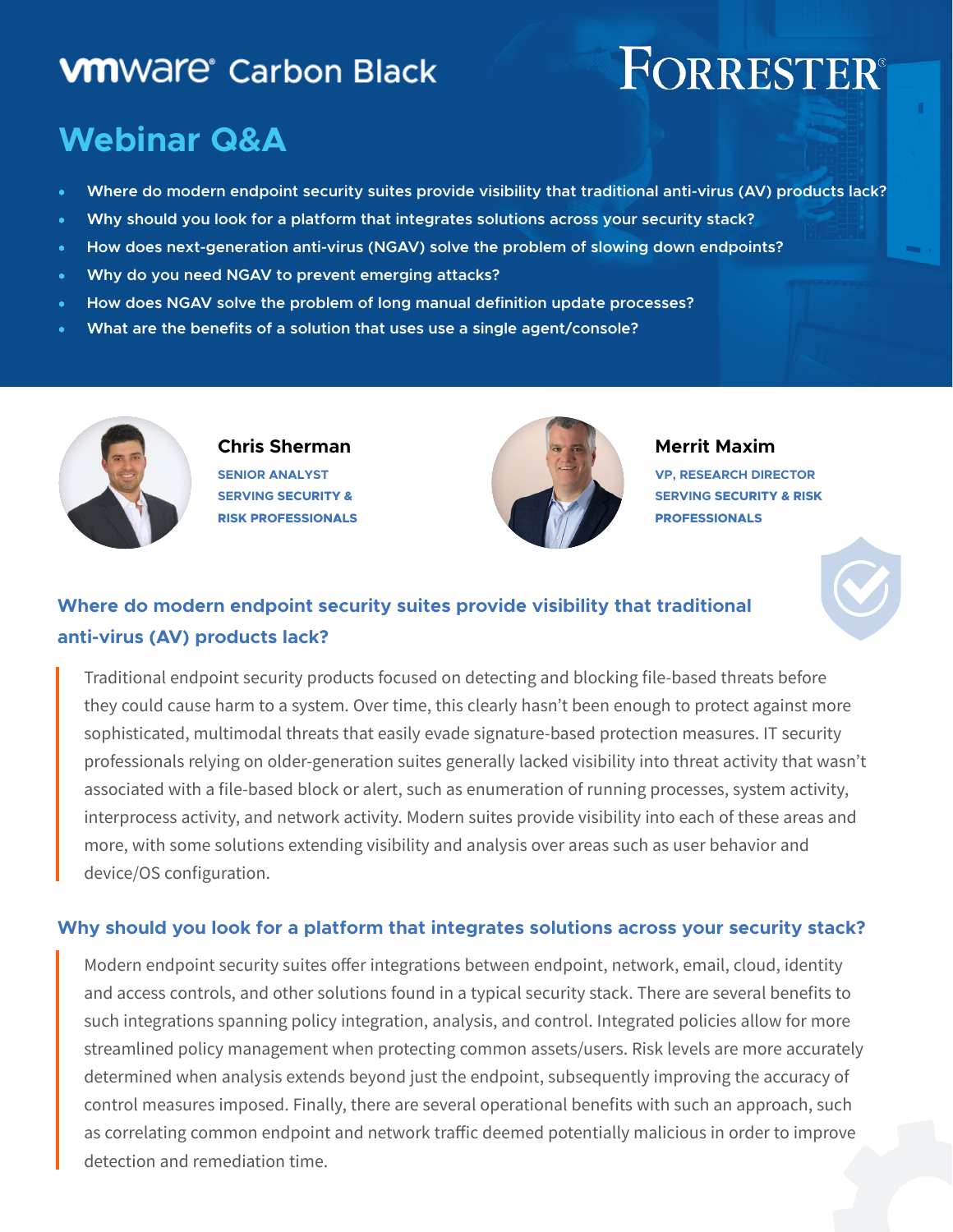vmware Carbon Black

FORRESTER

# Webinar Q&A

- Where do modern endpoint security suites provide visibility that traditional anti-virus (AV) products lack?
- Why should you look for a platform that integrates solutions across your security stack?
- How does next-generation anti-virus (NGAV) solve the problem of slowing down endpoints?
- Why do you need NGAV to prevent emerging attacks?
- How does NGAV solve the problem of long manual definition update processes?
- What are the benefits of a solution that uses use a single agent/console?

**Chris Sherman**
SENIOR ANALYST
SERVING SECURITY & RISK PROFESSIONALS

**Merrit Maxim**
VP, RESEARCH DIRECTOR
SERVING SECURITY & RISK PROFESSIONALS

## Where do modern endpoint security suites provide visibility that traditional anti-virus (AV) products lack?

Traditional endpoint security products focused on detecting and blocking file-based threats before they could cause harm to a system. Over time, this clearly hasn't been enough to protect against more sophisticated, multimodal threats that easily evade signature-based protection measures. IT security professionals relying on older-generation suites generally lacked visibility into threat activity that wasn't associated with a file-based block or alert, such as enumeration of running processes, system activity, interprocess activity, and network activity. Modern suites provide visibility into each of these areas and more, with some solutions extending visibility and analysis over areas such as user behavior and device/OS configuration.

## Why should you look for a platform that integrates solutions across your security stack?

Modern endpoint security suites offer integrations between endpoint, network, email, cloud, identity and access controls, and other solutions found in a typical security stack. There are several benefits to such integrations spanning policy integration, analysis, and control. Integrated policies allow for more streamlined policy management when protecting common assets/users. Risk levels are more accurately determined when analysis extends beyond just the endpoint, subsequently improving the accuracy of control measures imposed. Finally, there are several operational benefits with such an approach, such as correlating common endpoint and network traffic deemed potentially malicious in order to improve detection and remediation time.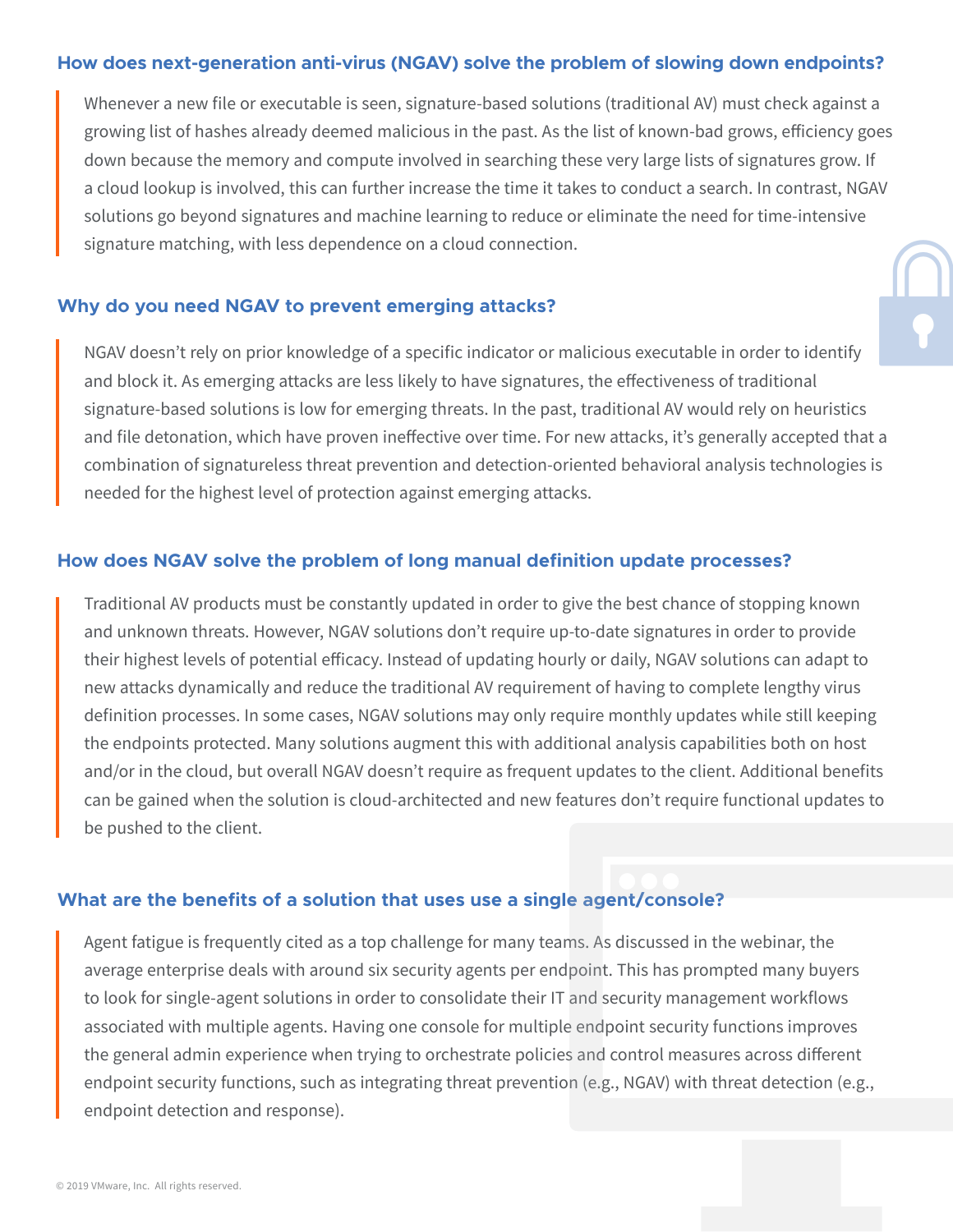### How does next-generation anti-virus (NGAV) solve the problem of slowing down endpoints?

Whenever a new file or executable is seen, signature-based solutions (traditional AV) must check against a growing list of hashes already deemed malicious in the past. As the list of known-bad grows, efficiency goes down because the memory and compute involved in searching these very large lists of signatures grow. If a cloud lookup is involved, this can further increase the time it takes to conduct a search. In contrast, NGAV solutions go beyond signatures and machine learning to reduce or eliminate the need for time-intensive signature matching, with less dependence on a cloud connection.

### Why do you need NGAV to prevent emerging attacks?

NGAV doesn't rely on prior knowledge of a specific indicator or malicious executable in order to identify and block it. As emerging attacks are less likely to have signatures, the effectiveness of traditional signature-based solutions is low for emerging threats. In the past, traditional AV would rely on heuristics and file detonation, which have proven ineffective over time. For new attacks, it's generally accepted that a combination of signatureless threat prevention and detection-oriented behavioral analysis technologies is needed for the highest level of protection against emerging attacks.

### How does NGAV solve the problem of long manual definition update processes?

Traditional AV products must be constantly updated in order to give the best chance of stopping known and unknown threats. However, NGAV solutions don't require up-to-date signatures in order to provide their highest levels of potential efficacy. Instead of updating hourly or daily, NGAV solutions can adapt to new attacks dynamically and reduce the traditional AV requirement of having to complete lengthy virus definition processes. In some cases, NGAV solutions may only require monthly updates while still keeping the endpoints protected. Many solutions augment this with additional analysis capabilities both on host and/or in the cloud, but overall NGAV doesn't require as frequent updates to the client. Additional benefits can be gained when the solution is cloud-architected and new features don't require functional updates to be pushed to the client.

### What are the benefits of a solution that uses use a single agent/console?

Agent fatigue is frequently cited as a top challenge for many teams. As discussed in the webinar, the average enterprise deals with around six security agents per endpoint. This has prompted many buyers to look for single-agent solutions in order to consolidate their IT and security management workflows associated with multiple agents. Having one console for multiple endpoint security functions improves the general admin experience when trying to orchestrate policies and control measures across different endpoint security functions, such as integrating threat prevention (e.g., NGAV) with threat detection (e.g., endpoint detection and response).

© 2019 VMware, Inc. All rights reserved.